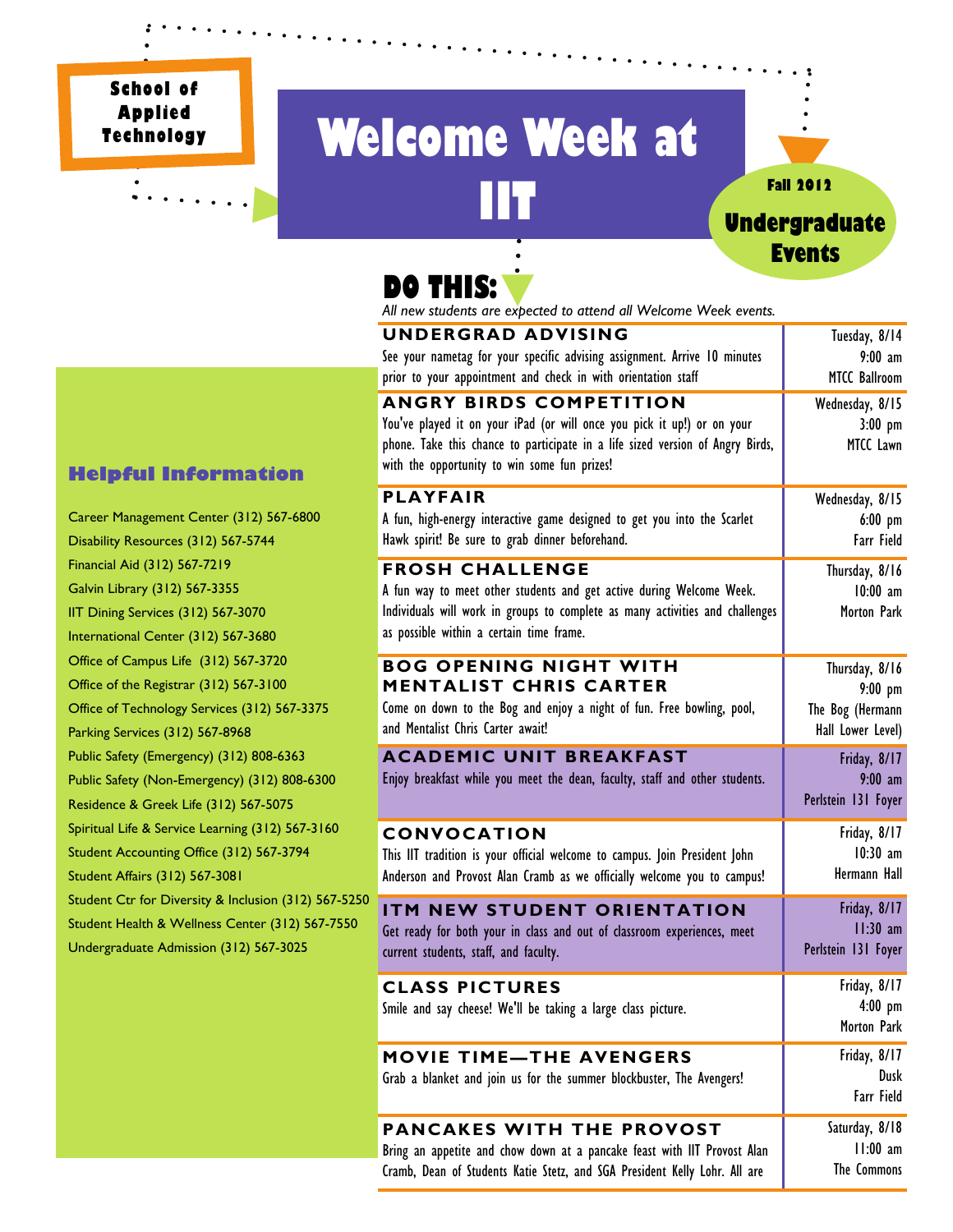**School of Applied Technology**

# Welcome Week at IIT

**Fall 2012**

**Undergraduate Events**

## DO THIS:

*All new students are expected to attend all Welcome Week events.*

| Event | When / Where |
|---|---|
| **UNDERGRAD ADVISING**<br>See your nametag for your specific advising assignment. Arrive 10 minutes prior to your appointment and check in with orientation staff | Tuesday, 8/14<br>9:00 am<br>MTCC Ballroom |
| **ANGRY BIRDS COMPETITION**<br>You've played it on your iPad (or will once you pick it up!) or on your phone. Take this chance to participate in a life sized version of Angry Birds, with the opportunity to win some fun prizes! | Wednesday, 8/15<br>3:00 pm<br>MTCC Lawn |
| **PLAYFAIR**<br>A fun, high-energy interactive game designed to get you into the Scarlet Hawk spirit! Be sure to grab dinner beforehand. | Wednesday, 8/15<br>6:00 pm<br>Farr Field |
| **FROSH CHALLENGE**<br>A fun way to meet other students and get active during Welcome Week. Individuals will work in groups to complete as many activities and challenges as possible within a certain time frame. | Thursday, 8/16<br>10:00 am<br>Morton Park |
| **BOG OPENING NIGHT WITH MENTALIST CHRIS CARTER**<br>Come on down to the Bog and enjoy a night of fun. Free bowling, pool, and Mentalist Chris Carter await! | Thursday, 8/16<br>9:00 pm<br>The Bog (Hermann Hall Lower Level) |
| **ACADEMIC UNIT BREAKFAST**<br>Enjoy breakfast while you meet the dean, faculty, staff and other students. | Friday, 8/17<br>9:00 am<br>Perlstein 131 Foyer |
| **CONVOCATION**<br>This IIT tradition is your official welcome to campus. Join President John Anderson and Provost Alan Cramb as we officially welcome you to campus! | Friday, 8/17<br>10:30 am<br>Hermann Hall |
| **ITM NEW STUDENT ORIENTATION**<br>Get ready for both your in class and out of classroom experiences, meet current students, staff, and faculty. | Friday, 8/17<br>11:30 am<br>Perlstein 131 Foyer |
| **CLASS PICTURES**<br>Smile and say cheese! We'll be taking a large class picture. | Friday, 8/17<br>4:00 pm<br>Morton Park |
| **MOVIE TIME—THE AVENGERS**<br>Grab a blanket and join us for the summer blockbuster, The Avengers! | Friday, 8/17<br>Dusk<br>Farr Field |
| **PANCAKES WITH THE PROVOST**<br>Bring an appetite and chow down at a pancake feast with IIT Provost Alan Cramb, Dean of Students Katie Stetz, and SGA President Kelly Lohr. All are | Saturday, 8/18<br>11:00 am<br>The Commons |

### Helpful Information

Career Management Center (312) 567-6800
Disability Resources (312) 567-5744
Financial Aid (312) 567-7219
Galvin Library (312) 567-3355
IIT Dining Services (312) 567-3070
International Center (312) 567-3680
Office of Campus Life (312) 567-3720
Office of the Registrar (312) 567-3100
Office of Technology Services (312) 567-3375
Parking Services (312) 567-8968
Public Safety (Emergency) (312) 808-6363
Public Safety (Non-Emergency) (312) 808-6300
Residence & Greek Life (312) 567-5075
Spiritual Life & Service Learning (312) 567-3160
Student Accounting Office (312) 567-3794
Student Affairs (312) 567-3081
Student Ctr for Diversity & Inclusion (312) 567-5250
Student Health & Wellness Center (312) 567-7550
Undergraduate Admission (312) 567-3025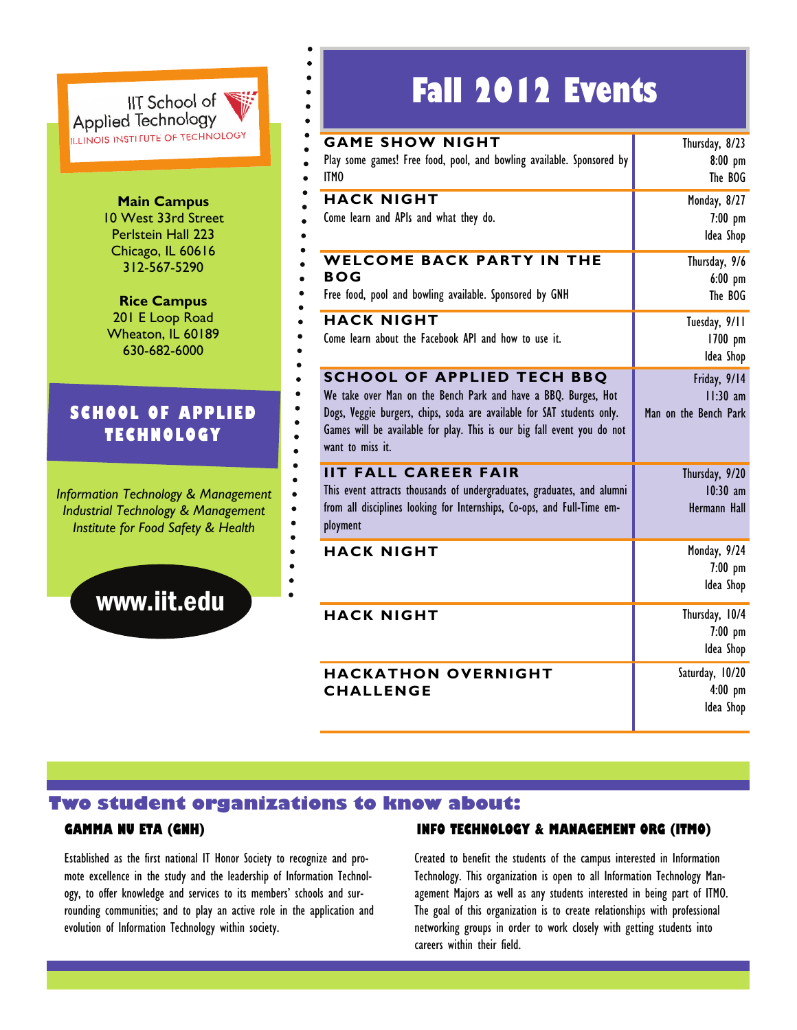IIT School of Applied Technology
ILLINOIS INSTITUTE OF TECHNOLOGY

**Main Campus**
10 West 33rd Street
Perlstein Hall 223
Chicago, IL 60616
312-567-5290

**Rice Campus**
201 E Loop Road
Wheaton, IL 60189
630-682-6000

## SCHOOL OF APPLIED TECHNOLOGY

*Information Technology & Management*
*Industrial Technology & Management*
*Institute for Food Safety & Health*

www.iit.edu

# Fall 2012 Events

| | |
|---|---|
| **GAME SHOW NIGHT**<br>Play some games! Free food, pool, and bowling available. Sponsored by ITMO | Thursday, 8/23<br>8:00 pm<br>The BOG |
| **HACK NIGHT**<br>Come learn and APIs and what they do. | Monday, 8/27<br>7:00 pm<br>Idea Shop |
| **WELCOME BACK PARTY IN THE BOG**<br>Free food, pool and bowling available. Sponsored by GNH | Thursday, 9/6<br>6:00 pm<br>The BOG |
| **HACK NIGHT**<br>Come learn about the Facebook API and how to use it. | Tuesday, 9/11<br>1700 pm<br>Idea Shop |
| **SCHOOL OF APPLIED TECH BBQ**<br>We take over Man on the Bench Park and have a BBQ. Burges, Hot Dogs, Veggie burgers, chips, soda are available for SAT students only. Games will be available for play. This is our big fall event you do not want to miss it. | Friday, 9/14<br>11:30 am<br>Man on the Bench Park |
| **IIT FALL CAREER FAIR**<br>This event attracts thousands of undergraduates, graduates, and alumni from all disciplines looking for Internships, Co-ops, and Full-Time employment | Thursday, 9/20<br>10:30 am<br>Hermann Hall |
| **HACK NIGHT** | Monday, 9/24<br>7:00 pm<br>Idea Shop |
| **HACK NIGHT** | Thursday, 10/4<br>7:00 pm<br>Idea Shop |
| **HACKATHON OVERNIGHT CHALLENGE** | Saturday, 10/20<br>4:00 pm<br>Idea Shop |

## Two student organizations to know about:

### GAMMA NU ETA (GNH)

Established as the first national IT Honor Society to recognize and promote excellence in the study and the leadership of Information Technology, to offer knowledge and services to its members' schools and surrounding communities; and to play an active role in the application and evolution of Information Technology within society.

### INFO TECHNOLOGY & MANAGEMENT ORG (ITMO)

Created to benefit the students of the campus interested in Information Technology. This organization is open to all Information Technology Management Majors as well as any students interested in being part of ITMO. The goal of this organization is to create relationships with professional networking groups in order to work closely with getting students into careers within their field.